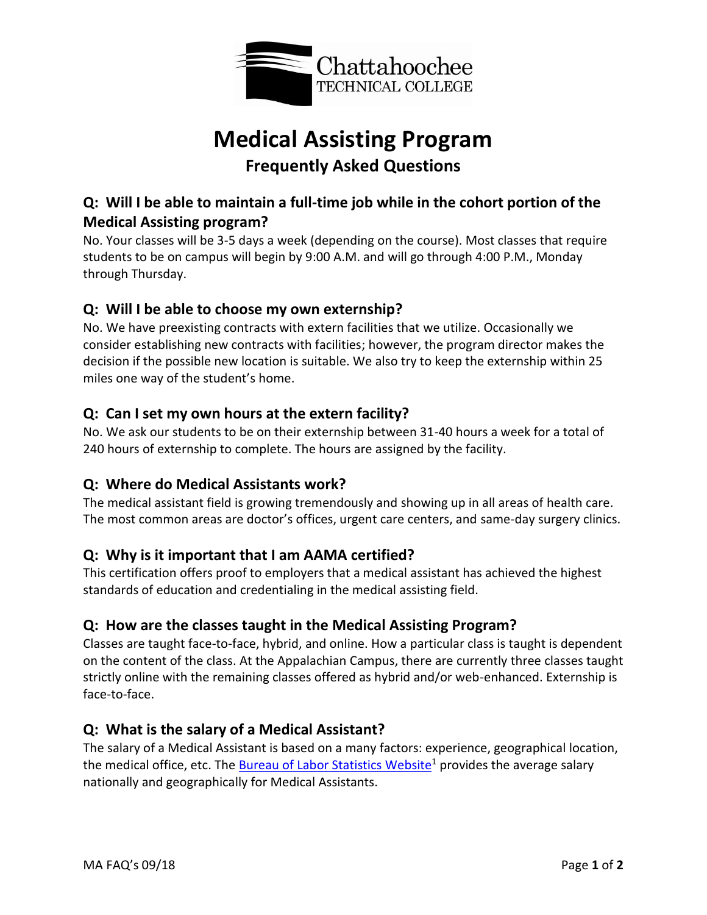Chattahoochee
TECHNICAL COLLEGE

# Medical Assisting Program

## Frequently Asked Questions

### Q: Will I be able to maintain a full-time job while in the cohort portion of the Medical Assisting program?

No. Your classes will be 3-5 days a week (depending on the course). Most classes that require students to be on campus will begin by 9:00 A.M. and will go through 4:00 P.M., Monday through Thursday.

### Q: Will I be able to choose my own externship?

No. We have preexisting contracts with extern facilities that we utilize. Occasionally we consider establishing new contracts with facilities; however, the program director makes the decision if the possible new location is suitable. We also try to keep the externship within 25 miles one way of the student's home.

### Q: Can I set my own hours at the extern facility?

No. We ask our students to be on their externship between 31-40 hours a week for a total of 240 hours of externship to complete. The hours are assigned by the facility.

### Q: Where do Medical Assistants work?

The medical assistant field is growing tremendously and showing up in all areas of health care. The most common areas are doctor's offices, urgent care centers, and same-day surgery clinics.

### Q: Why is it important that I am AAMA certified?

This certification offers proof to employers that a medical assistant has achieved the highest standards of education and credentialing in the medical assisting field.

### Q: How are the classes taught in the Medical Assisting Program?

Classes are taught face-to-face, hybrid, and online. How a particular class is taught is dependent on the content of the class. At the Appalachian Campus, there are currently three classes taught strictly online with the remaining classes offered as hybrid and/or web-enhanced. Externship is face-to-face.

### Q: What is the salary of a Medical Assistant?

The salary of a Medical Assistant is based on a many factors: experience, geographical location, the medical office, etc. The Bureau of Labor Statistics Website[1] provides the average salary nationally and geographically for Medical Assistants.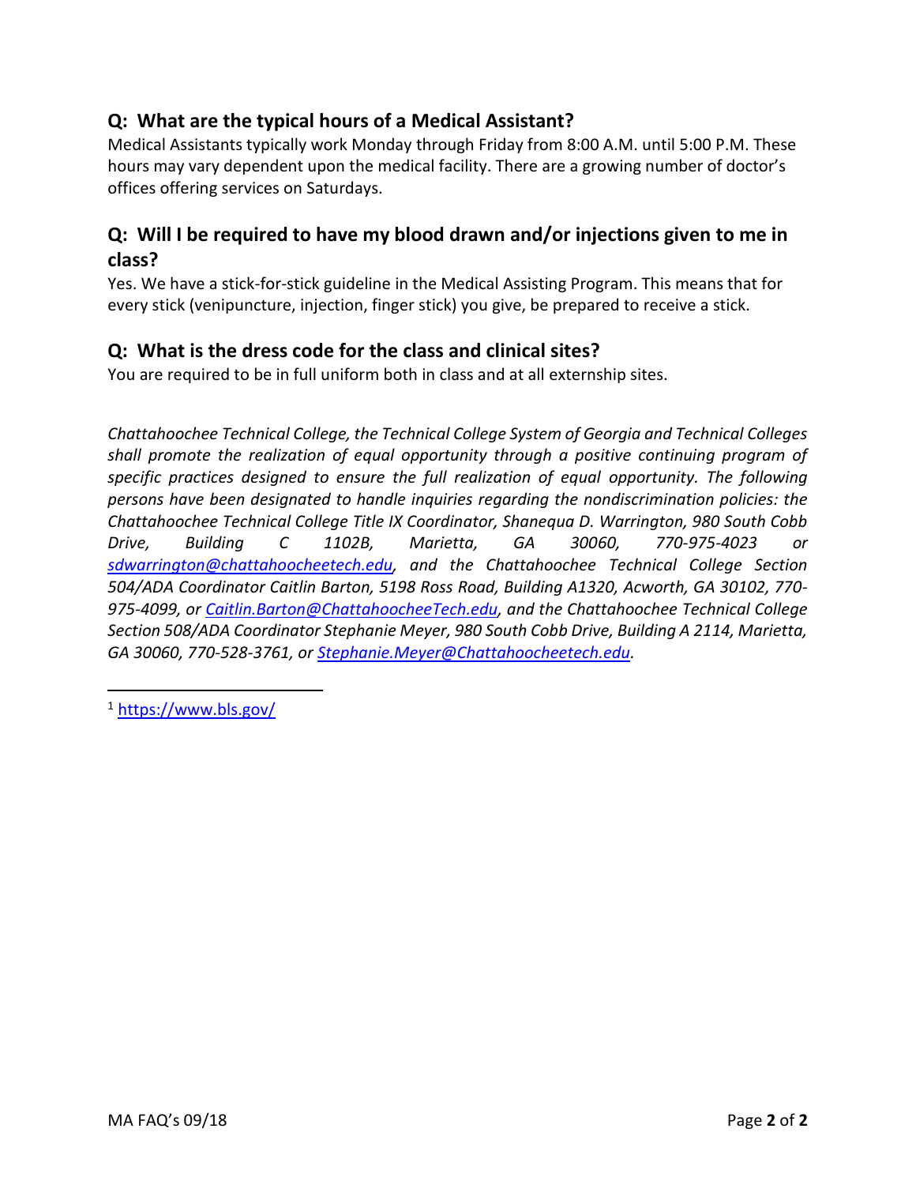## Q: What are the typical hours of a Medical Assistant?

Medical Assistants typically work Monday through Friday from 8:00 A.M. until 5:00 P.M. These hours may vary dependent upon the medical facility. There are a growing number of doctor's offices offering services on Saturdays.

## Q: Will I be required to have my blood drawn and/or injections given to me in class?

Yes. We have a stick-for-stick guideline in the Medical Assisting Program. This means that for every stick (venipuncture, injection, finger stick) you give, be prepared to receive a stick.

## Q: What is the dress code for the class and clinical sites?

You are required to be in full uniform both in class and at all externship sites.

*Chattahoochee Technical College, the Technical College System of Georgia and Technical Colleges shall promote the realization of equal opportunity through a positive continuing program of specific practices designed to ensure the full realization of equal opportunity. The following persons have been designated to handle inquiries regarding the nondiscrimination policies: the Chattahoochee Technical College Title IX Coordinator, Shanequa D. Warrington, 980 South Cobb Drive, Building C 1102B, Marietta, GA 30060, 770-975-4023 or sdwarrington@chattahoocheetech.edu, and the Chattahoochee Technical College Section 504/ADA Coordinator Caitlin Barton, 5198 Ross Road, Building A1320, Acworth, GA 30102, 770-975-4099, or Caitlin.Barton@ChattahoocheeTech.edu, and the Chattahoochee Technical College Section 508/ADA Coordinator Stephanie Meyer, 980 South Cobb Drive, Building A 2114, Marietta, GA 30060, 770-528-3761, or Stephanie.Meyer@Chattahoocheetech.edu.*

---

[1] https://www.bls.gov/